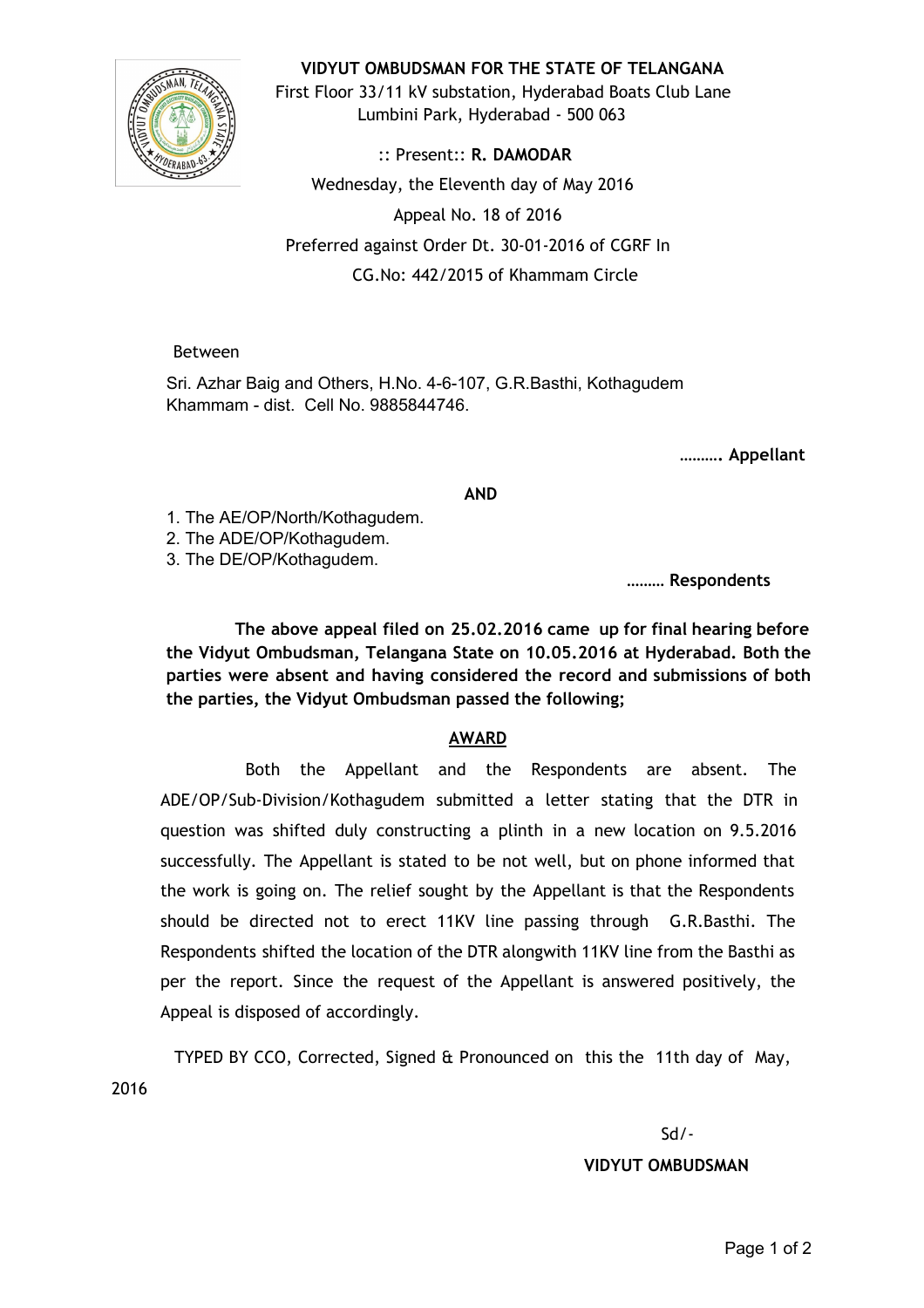**VIDYUT OMBUDSMAN FOR THE STATE OF TELANGANA**

First Floor 33/11 kV substation, Hyderabad Boats Club Lane
Lumbini Park, Hyderabad - 500 063

:: Present:: **R. DAMODAR**

Wednesday, the Eleventh day of May 2016

Appeal No. 18 of 2016

Preferred against Order Dt. 30-01-2016 of CGRF In
CG.No: 442/2015 of Khammam Circle

Between

Sri. Azhar Baig and Others, H.No. 4-6-107, G.R.Basthi, Kothagudem
Khammam - dist. Cell No. 9885844746.

**………. Appellant**

**AND**

1. The AE/OP/North/Kothagudem.
2. The ADE/OP/Kothagudem.
3. The DE/OP/Kothagudem.

**……… Respondents**

**The above appeal filed on 25.02.2016 came up for final hearing before the Vidyut Ombudsman, Telangana State on 10.05.2016 at Hyderabad. Both the parties were absent and having considered the record and submissions of both the parties, the Vidyut Ombudsman passed the following;**

**AWARD**

Both the Appellant and the Respondents are absent. The ADE/OP/Sub-Division/Kothagudem submitted a letter stating that the DTR in question was shifted duly constructing a plinth in a new location on 9.5.2016 successfully. The Appellant is stated to be not well, but on phone informed that the work is going on. The relief sought by the Appellant is that the Respondents should be directed not to erect 11KV line passing through G.R.Basthi. The Respondents shifted the location of the DTR alongwith 11KV line from the Basthi as per the report. Since the request of the Appellant is answered positively, the Appeal is disposed of accordingly.

TYPED BY CCO, Corrected, Signed & Pronounced on this the 11th day of May, 2016

Sd/-

**VIDYUT OMBUDSMAN**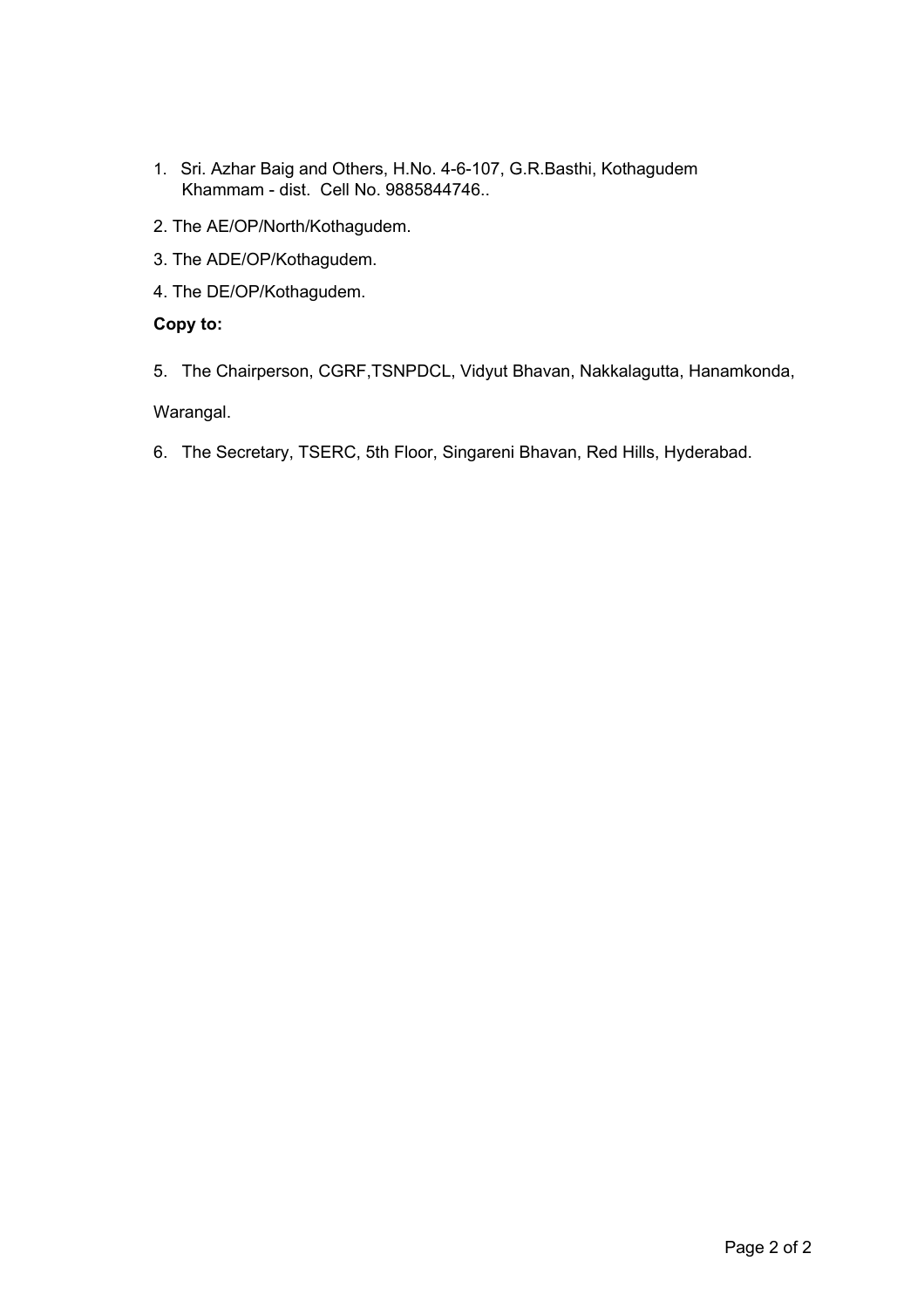1. Sri. Azhar Baig and Others, H.No. 4-6-107, G.R.Basthi, Kothagudem Khammam - dist. Cell No. 9885844746..
2. The AE/OP/North/Kothagudem.
3. The ADE/OP/Kothagudem.
4. The DE/OP/Kothagudem.

**Copy to:**

5. The Chairperson, CGRF,TSNPDCL, Vidyut Bhavan, Nakkalagutta, Hanamkonda, Warangal.
6. The Secretary, TSERC, 5th Floor, Singareni Bhavan, Red Hills, Hyderabad.